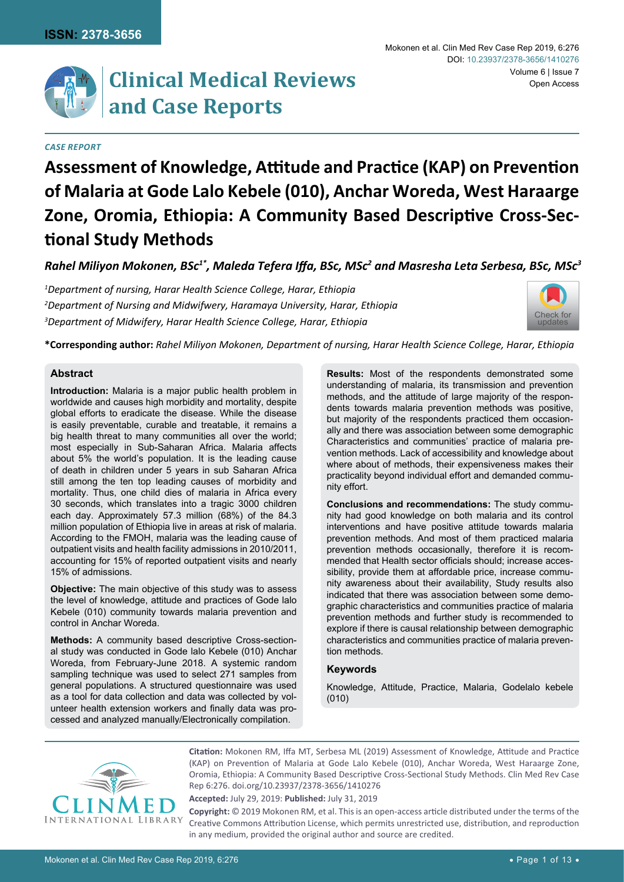ISSN: 2378-3656

# Clinical Medical Reviews and Case Reports

*CASE REPORT*

# Assessment of Knowledge, Attitude and Practice (KAP) on Prevention of Malaria at Gode Lalo Kebele (010), Anchar Woreda, West Haraarge Zone, Oromia, Ethiopia: A Community Based Descriptive Cross-Sectional Study Methods

***Rahel Miliyon Mokonen, BSc[1*], Maleda Tefera Iffa, BSc, MSc[2] and Masresha Leta Serbesa, BSc, MSc[3]***

*[1]Department of nursing, Harar Health Science College, Harar, Ethiopia*
*[2]Department of Nursing and Midwifwery, Haramaya University, Harar, Ethiopia*
*[3]Department of Midwifery, Harar Health Science College, Harar, Ethiopia*

**\*Corresponding author:** *Rahel Miliyon Mokonen, Department of nursing, Harar Health Science College, Harar, Ethiopia*

## Abstract

**Introduction:** Malaria is a major public health problem in worldwide and causes high morbidity and mortality, despite global efforts to eradicate the disease. While the disease is easily preventable, curable and treatable, it remains a big health threat to many communities all over the world; most especially in Sub-Saharan Africa. Malaria affects about 5% the world's population. It is the leading cause of death in children under 5 years in sub Saharan Africa still among the ten top leading causes of morbidity and mortality. Thus, one child dies of malaria in Africa every 30 seconds, which translates into a tragic 3000 children each day. Approximately 57.3 million (68%) of the 84.3 million population of Ethiopia live in areas at risk of malaria. According to the FMOH, malaria was the leading cause of outpatient visits and health facility admissions in 2010/2011, accounting for 15% of reported outpatient visits and nearly 15% of admissions.

**Objective:** The main objective of this study was to assess the level of knowledge, attitude and practices of Gode lalo Kebele (010) community towards malaria prevention and control in Anchar Woreda.

**Methods:** A community based descriptive Cross-sectional study was conducted in Gode lalo Kebele (010) Anchar Woreda, from February-June 2018. A systemic random sampling technique was used to select 271 samples from general populations. A structured questionnaire was used as a tool for data collection and data was collected by volunteer health extension workers and finally data was processed and analyzed manually/Electronically compilation.

**Results:** Most of the respondents demonstrated some understanding of malaria, its transmission and prevention methods, and the attitude of large majority of the respondents towards malaria prevention methods was positive, but majority of the respondents practiced them occasionally and there was association between some demographic Characteristics and communities' practice of malaria prevention methods. Lack of accessibility and knowledge about where about of methods, their expensiveness makes their practicality beyond individual effort and demanded community effort.

**Conclusions and recommendations:** The study community had good knowledge on both malaria and its control interventions and have positive attitude towards malaria prevention methods. And most of them practiced malaria prevention methods occasionally, therefore it is recommended that Health sector officials should; increase accessibility, provide them at affordable price, increase community awareness about their availability, Study results also indicated that there was association between some demographic characteristics and communities practice of malaria prevention methods and further study is recommended to explore if there is causal relationship between demographic characteristics and communities practice of malaria prevention methods.

## Keywords

Knowledge, Attitude, Practice, Malaria, Godelalo kebele (010)

**Citation:** Mokonen RM, Iffa MT, Serbesa ML (2019) Assessment of Knowledge, Attitude and Practice (KAP) on Prevention of Malaria at Gode Lalo Kebele (010), Anchar Woreda, West Haraarge Zone, Oromia, Ethiopia: A Community Based Descriptive Cross-Sectional Study Methods. Clin Med Rev Case Rep 6:276. doi.org/10.23937/2378-3656/1410276

**Accepted:** July 29, 2019: **Published:** July 31, 2019

**Copyright:** © 2019 Mokonen RM, et al. This is an open-access article distributed under the terms of the Creative Commons Attribution License, which permits unrestricted use, distribution, and reproduction in any medium, provided the original author and source are credited.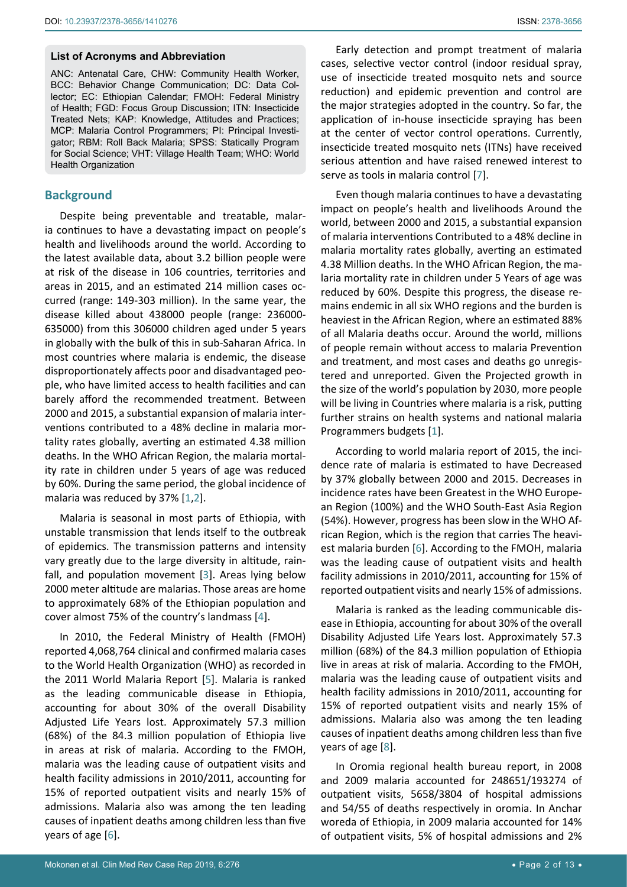#### List of Acronyms and Abbreviation

ANC: Antenatal Care, CHW: Community Health Worker, BCC: Behavior Change Communication; DC: Data Collector; EC: Ethiopian Calendar; FMOH: Federal Ministry of Health; FGD: Focus Group Discussion; ITN: Insecticide Treated Nets; KAP: Knowledge, Attitudes and Practices; MCP: Malaria Control Programmers; PI: Principal Investigator; RBM: Roll Back Malaria; SPSS: Statically Program for Social Science; VHT: Village Health Team; WHO: World Health Organization

## Background

Despite being preventable and treatable, malaria continues to have a devastating impact on people's health and livelihoods around the world. According to the latest available data, about 3.2 billion people were at risk of the disease in 106 countries, territories and areas in 2015, and an estimated 214 million cases occurred (range: 149-303 million). In the same year, the disease killed about 438000 people (range: 236000-635000) from this 306000 children aged under 5 years in globally with the bulk of this in sub-Saharan Africa. In most countries where malaria is endemic, the disease disproportionately affects poor and disadvantaged people, who have limited access to health facilities and can barely afford the recommended treatment. Between 2000 and 2015, a substantial expansion of malaria interventions contributed to a 48% decline in malaria mortality rates globally, averting an estimated 4.38 million deaths. In the WHO African Region, the malaria mortality rate in children under 5 years of age was reduced by 60%. During the same period, the global incidence of malaria was reduced by 37% [1,2].

Malaria is seasonal in most parts of Ethiopia, with unstable transmission that lends itself to the outbreak of epidemics. The transmission patterns and intensity vary greatly due to the large diversity in altitude, rainfall, and population movement [3]. Areas lying below 2000 meter altitude are malarias. Those areas are home to approximately 68% of the Ethiopian population and cover almost 75% of the country's landmass [4].

In 2010, the Federal Ministry of Health (FMOH) reported 4,068,764 clinical and confirmed malaria cases to the World Health Organization (WHO) as recorded in the 2011 World Malaria Report [5]. Malaria is ranked as the leading communicable disease in Ethiopia, accounting for about 30% of the overall Disability Adjusted Life Years lost. Approximately 57.3 million (68%) of the 84.3 million population of Ethiopia live in areas at risk of malaria. According to the FMOH, malaria was the leading cause of outpatient visits and health facility admissions in 2010/2011, accounting for 15% of reported outpatient visits and nearly 15% of admissions. Malaria also was among the ten leading causes of inpatient deaths among children less than five years of age [6].

Early detection and prompt treatment of malaria cases, selective vector control (indoor residual spray, use of insecticide treated mosquito nets and source reduction) and epidemic prevention and control are the major strategies adopted in the country. So far, the application of in-house insecticide spraying has been at the center of vector control operations. Currently, insecticide treated mosquito nets (ITNs) have received serious attention and have raised renewed interest to serve as tools in malaria control [7].

Even though malaria continues to have a devastating impact on people's health and livelihoods Around the world, between 2000 and 2015, a substantial expansion of malaria interventions Contributed to a 48% decline in malaria mortality rates globally, averting an estimated 4.38 Million deaths. In the WHO African Region, the malaria mortality rate in children under 5 Years of age was reduced by 60%. Despite this progress, the disease remains endemic in all six WHO regions and the burden is heaviest in the African Region, where an estimated 88% of all Malaria deaths occur. Around the world, millions of people remain without access to malaria Prevention and treatment, and most cases and deaths go unregistered and unreported. Given the Projected growth in the size of the world's population by 2030, more people will be living in Countries where malaria is a risk, putting further strains on health systems and national malaria Programmers budgets [1].

According to world malaria report of 2015, the incidence rate of malaria is estimated to have Decreased by 37% globally between 2000 and 2015. Decreases in incidence rates have been Greatest in the WHO European Region (100%) and the WHO South-East Asia Region (54%). However, progress has been slow in the WHO African Region, which is the region that carries The heaviest malaria burden [6]. According to the FMOH, malaria was the leading cause of outpatient visits and health facility admissions in 2010/2011, accounting for 15% of reported outpatient visits and nearly 15% of admissions.

Malaria is ranked as the leading communicable disease in Ethiopia, accounting for about 30% of the overall Disability Adjusted Life Years lost. Approximately 57.3 million (68%) of the 84.3 million population of Ethiopia live in areas at risk of malaria. According to the FMOH, malaria was the leading cause of outpatient visits and health facility admissions in 2010/2011, accounting for 15% of reported outpatient visits and nearly 15% of admissions. Malaria also was among the ten leading causes of inpatient deaths among children less than five years of age [8].

In Oromia regional health bureau report, in 2008 and 2009 malaria accounted for 248651/193274 of outpatient visits, 5658/3804 of hospital admissions and 54/55 of deaths respectively in oromia. In Anchar woreda of Ethiopia, in 2009 malaria accounted for 14% of outpatient visits, 5% of hospital admissions and 2%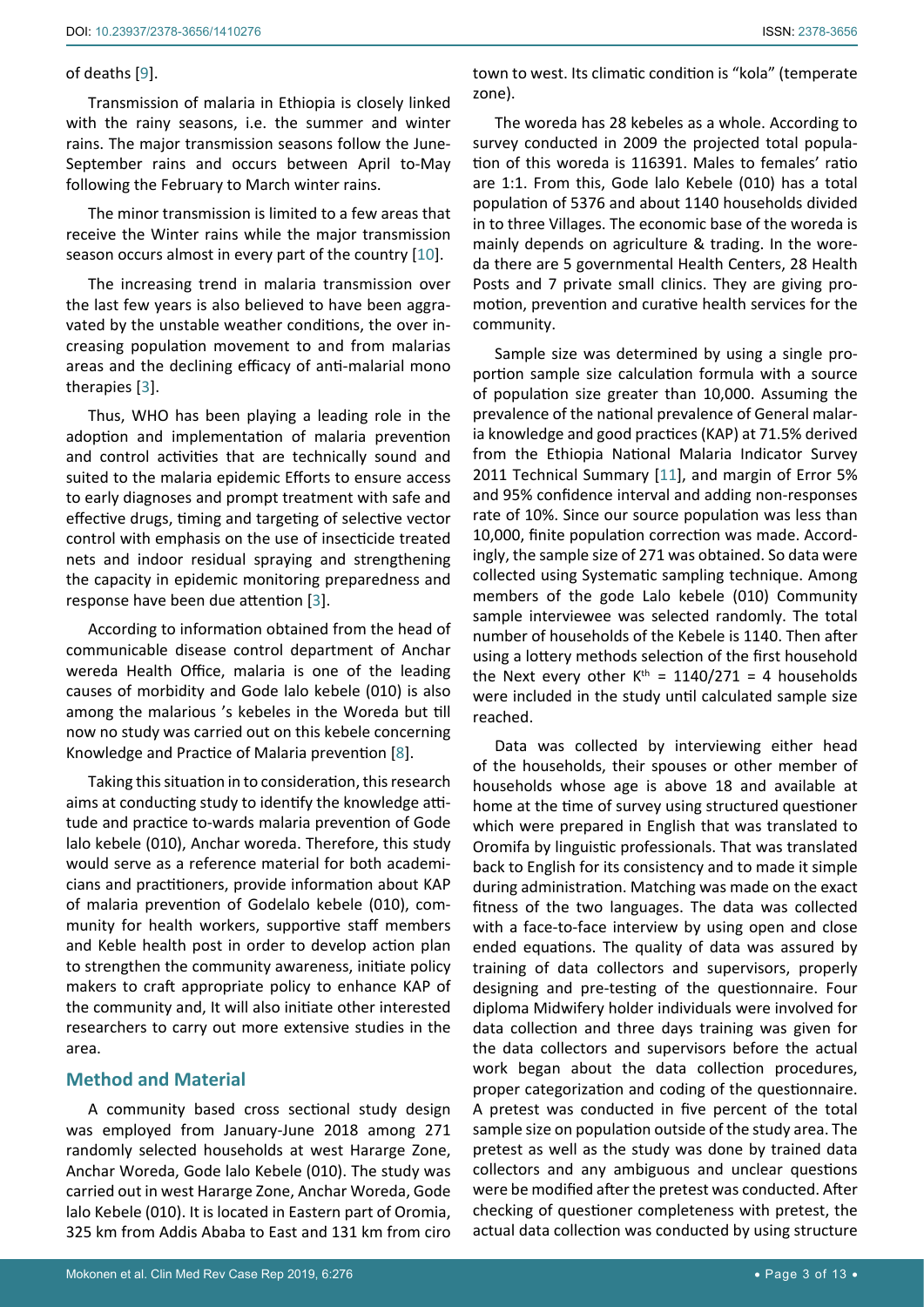of deaths [9].

Transmission of malaria in Ethiopia is closely linked with the rainy seasons, i.e. the summer and winter rains. The major transmission seasons follow the June-September rains and occurs between April to-May following the February to March winter rains.

The minor transmission is limited to a few areas that receive the Winter rains while the major transmission season occurs almost in every part of the country [10].

The increasing trend in malaria transmission over the last few years is also believed to have been aggravated by the unstable weather conditions, the over increasing population movement to and from malarias areas and the declining efficacy of anti-malarial mono therapies [3].

Thus, WHO has been playing a leading role in the adoption and implementation of malaria prevention and control activities that are technically sound and suited to the malaria epidemic Efforts to ensure access to early diagnoses and prompt treatment with safe and effective drugs, timing and targeting of selective vector control with emphasis on the use of insecticide treated nets and indoor residual spraying and strengthening the capacity in epidemic monitoring preparedness and response have been due attention [3].

According to information obtained from the head of communicable disease control department of Anchar wereda Health Office, malaria is one of the leading causes of morbidity and Gode lalo kebele (010) is also among the malarious 's kebeles in the Woreda but till now no study was carried out on this kebele concerning Knowledge and Practice of Malaria prevention [8].

Taking this situation in to consideration, this research aims at conducting study to identify the knowledge attitude and practice to-wards malaria prevention of Gode lalo kebele (010), Anchar woreda. Therefore, this study would serve as a reference material for both academicians and practitioners, provide information about KAP of malaria prevention of Godelalo kebele (010), community for health workers, supportive staff members and Keble health post in order to develop action plan to strengthen the community awareness, initiate policy makers to craft appropriate policy to enhance KAP of the community and, It will also initiate other interested researchers to carry out more extensive studies in the area.

## Method and Material

A community based cross sectional study design was employed from January-June 2018 among 271 randomly selected households at west Hararge Zone, Anchar Woreda, Gode lalo Kebele (010). The study was carried out in west Hararge Zone, Anchar Woreda, Gode lalo Kebele (010). It is located in Eastern part of Oromia, 325 km from Addis Ababa to East and 131 km from ciro town to west. Its climatic condition is "kola" (temperate zone).

The woreda has 28 kebeles as a whole. According to survey conducted in 2009 the projected total population of this woreda is 116391. Males to females' ratio are 1:1. From this, Gode lalo Kebele (010) has a total population of 5376 and about 1140 households divided in to three Villages. The economic base of the woreda is mainly depends on agriculture & trading. In the woreda there are 5 governmental Health Centers, 28 Health Posts and 7 private small clinics. They are giving promotion, prevention and curative health services for the community.

Sample size was determined by using a single proportion sample size calculation formula with a source of population size greater than 10,000. Assuming the prevalence of the national prevalence of General malaria knowledge and good practices (KAP) at 71.5% derived from the Ethiopia National Malaria Indicator Survey 2011 Technical Summary [11], and margin of Error 5% and 95% confidence interval and adding non-responses rate of 10%. Since our source population was less than 10,000, finite population correction was made. Accordingly, the sample size of 271 was obtained. So data were collected using Systematic sampling technique. Among members of the gode Lalo kebele (010) Community sample interviewee was selected randomly. The total number of households of the Kebele is 1140. Then after using a lottery methods selection of the first household the Next every other $K^{th}$ = 1140/271 = 4 households were included in the study until calculated sample size reached.

Data was collected by interviewing either head of the households, their spouses or other member of households whose age is above 18 and available at home at the time of survey using structured questioner which were prepared in English that was translated to Oromifa by linguistic professionals. That was translated back to English for its consistency and to made it simple during administration. Matching was made on the exact fitness of the two languages. The data was collected with a face-to-face interview by using open and close ended equations. The quality of data was assured by training of data collectors and supervisors, properly designing and pre-testing of the questionnaire. Four diploma Midwifery holder individuals were involved for data collection and three days training was given for the data collectors and supervisors before the actual work began about the data collection procedures, proper categorization and coding of the questionnaire. A pretest was conducted in five percent of the total sample size on population outside of the study area. The pretest as well as the study was done by trained data collectors and any ambiguous and unclear questions were be modified after the pretest was conducted. After checking of questioner completeness with pretest, the actual data collection was conducted by using structure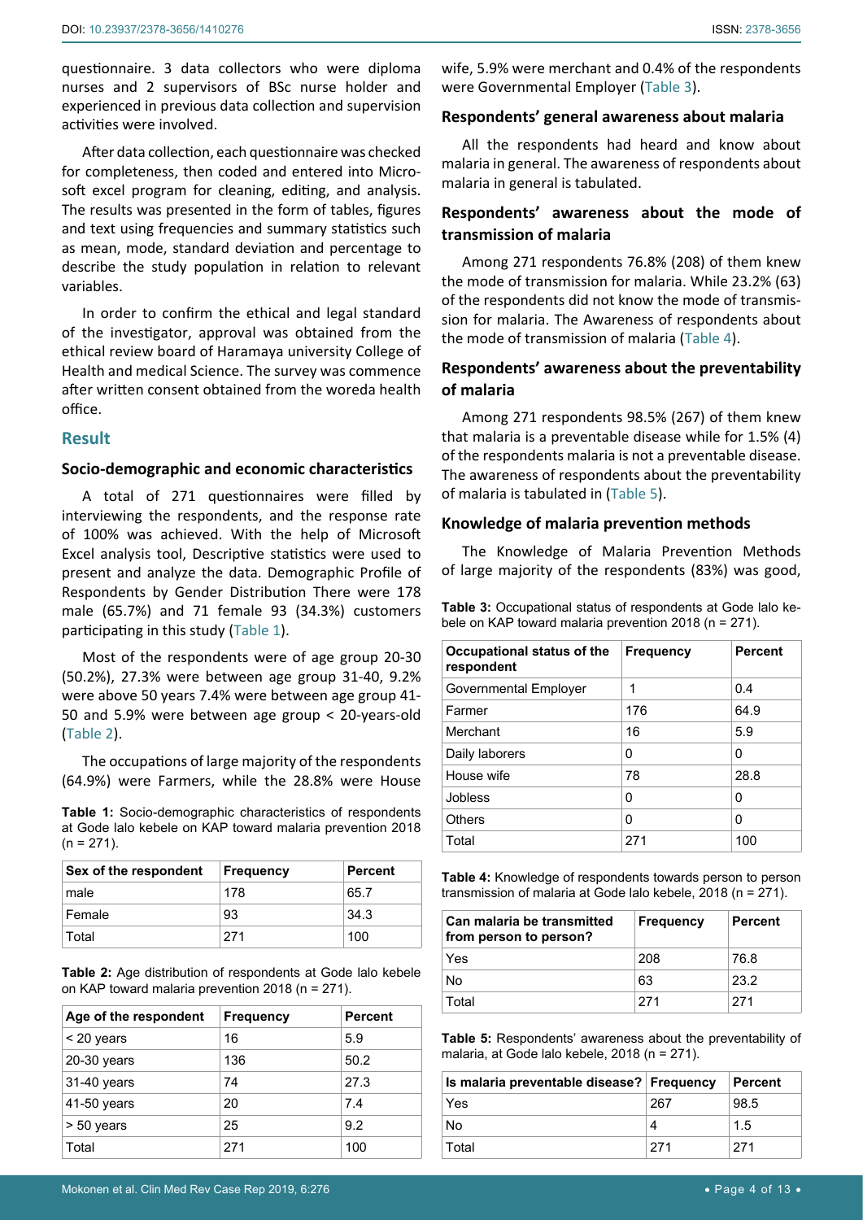questionnaire. 3 data collectors who were diploma nurses and 2 supervisors of BSc nurse holder and experienced in previous data collection and supervision activities were involved.

After data collection, each questionnaire was checked for completeness, then coded and entered into Microsoft excel program for cleaning, editing, and analysis. The results was presented in the form of tables, figures and text using frequencies and summary statistics such as mean, mode, standard deviation and percentage to describe the study population in relation to relevant variables.

In order to confirm the ethical and legal standard of the investigator, approval was obtained from the ethical review board of Haramaya university College of Health and medical Science. The survey was commence after written consent obtained from the woreda health office.

## Result

### Socio-demographic and economic characteristics

A total of 271 questionnaires were filled by interviewing the respondents, and the response rate of 100% was achieved. With the help of Microsoft Excel analysis tool, Descriptive statistics were used to present and analyze the data. Demographic Profile of Respondents by Gender Distribution There were 178 male (65.7%) and 71 female 93 (34.3%) customers participating in this study (Table 1).

Most of the respondents were of age group 20-30 (50.2%), 27.3% were between age group 31-40, 9.2% were above 50 years 7.4% were between age group 41-50 and 5.9% were between age group < 20-years-old (Table 2).

The occupations of large majority of the respondents (64.9%) were Farmers, while the 28.8% were House wife, 5.9% were merchant and 0.4% of the respondents were Governmental Employer (Table 3).

**Table 1:** Socio-demographic characteristics of respondents at Gode lalo kebele on KAP toward malaria prevention 2018 (n = 271).

| Sex of the respondent | Frequency | Percent |
|---|---|---|
| male | 178 | 65.7 |
| Female | 93 | 34.3 |
| Total | 271 | 100 |

**Table 2:** Age distribution of respondents at Gode lalo kebele on KAP toward malaria prevention 2018 (n = 271).

| Age of the respondent | Frequency | Percent |
|---|---|---|
| < 20 years | 16 | 5.9 |
| 20-30 years | 136 | 50.2 |
| 31-40 years | 74 | 27.3 |
| 41-50 years | 20 | 7.4 |
| > 50 years | 25 | 9.2 |
| Total | 271 | 100 |

### Respondents' general awareness about malaria

All the respondents had heard and know about malaria in general. The awareness of respondents about malaria in general is tabulated.

### Respondents' awareness about the mode of transmission of malaria

Among 271 respondents 76.8% (208) of them knew the mode of transmission for malaria. While 23.2% (63) of the respondents did not know the mode of transmission for malaria. The Awareness of respondents about the mode of transmission of malaria (Table 4).

### Respondents' awareness about the preventability of malaria

Among 271 respondents 98.5% (267) of them knew that malaria is a preventable disease while for 1.5% (4) of the respondents malaria is not a preventable disease. The awareness of respondents about the preventability of malaria is tabulated in (Table 5).

### Knowledge of malaria prevention methods

The Knowledge of Malaria Prevention Methods of large majority of the respondents (83%) was good,

**Table 3:** Occupational status of respondents at Gode lalo kebele on KAP toward malaria prevention 2018 (n = 271).

| Occupational status of the respondent | Frequency | Percent |
|---|---|---|
| Governmental Employer | 1 | 0.4 |
| Farmer | 176 | 64.9 |
| Merchant | 16 | 5.9 |
| Daily laborers | 0 | 0 |
| House wife | 78 | 28.8 |
| Jobless | 0 | 0 |
| Others | 0 | 0 |
| Total | 271 | 100 |

**Table 4:** Knowledge of respondents towards person to person transmission of malaria at Gode lalo kebele, 2018 (n = 271).

| Can malaria be transmitted from person to person? | Frequency | Percent |
|---|---|---|
| Yes | 208 | 76.8 |
| No | 63 | 23.2 |
| Total | 271 | 271 |

**Table 5:** Respondents' awareness about the preventability of malaria, at Gode lalo kebele, 2018 (n = 271).

| Is malaria preventable disease? | Frequency | Percent |
|---|---|---|
| Yes | 267 | 98.5 |
| No | 4 | 1.5 |
| Total | 271 | 271 |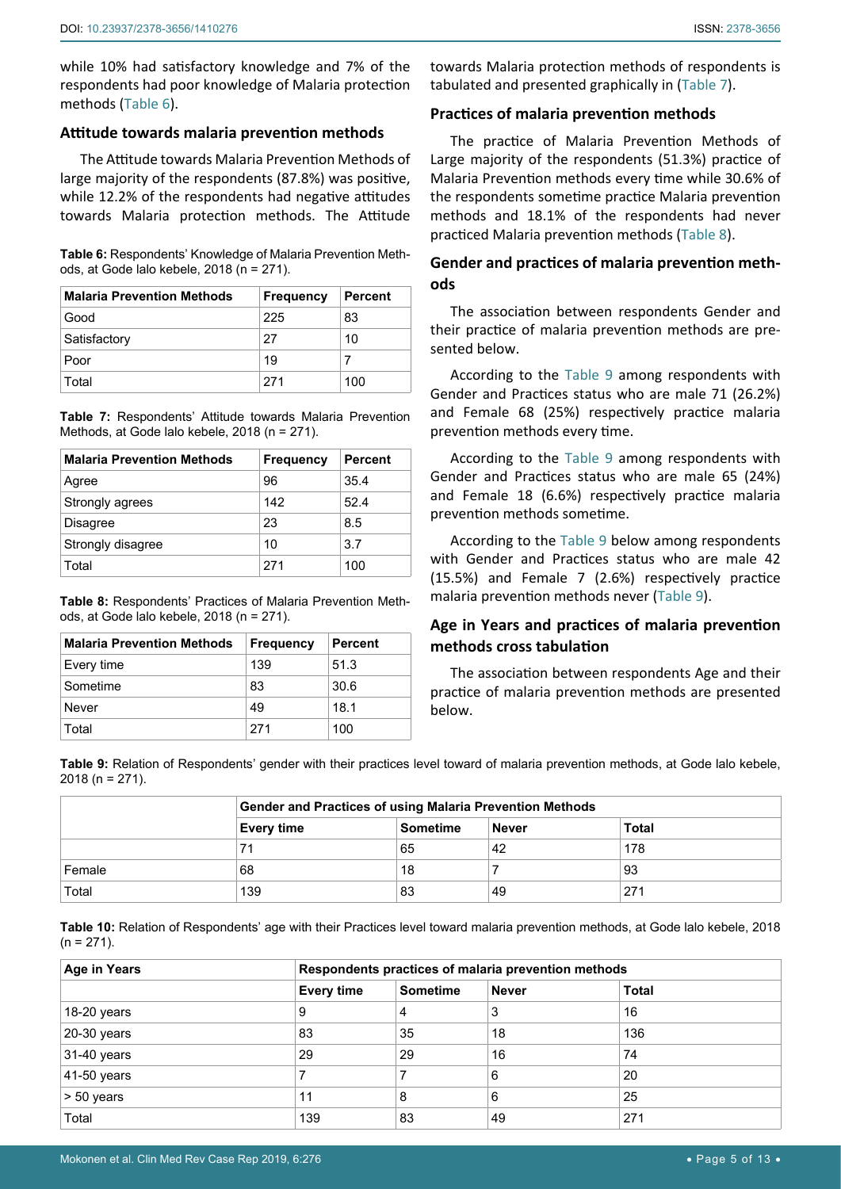while 10% had satisfactory knowledge and 7% of the respondents had poor knowledge of Malaria protection methods (Table 6).

## Attitude towards malaria prevention methods

The Attitude towards Malaria Prevention Methods of large majority of the respondents (87.8%) was positive, while 12.2% of the respondents had negative attitudes towards Malaria protection methods. The Attitude towards Malaria protection methods of respondents is tabulated and presented graphically in (Table 7).

**Table 6:** Respondents' Knowledge of Malaria Prevention Methods, at Gode lalo kebele, 2018 (n = 271).

| Malaria Prevention Methods | Frequency | Percent |
|---|---|---|
| Good | 225 | 83 |
| Satisfactory | 27 | 10 |
| Poor | 19 | 7 |
| Total | 271 | 100 |

**Table 7:** Respondents' Attitude towards Malaria Prevention Methods, at Gode lalo kebele, 2018 (n = 271).

| Malaria Prevention Methods | Frequency | Percent |
|---|---|---|
| Agree | 96 | 35.4 |
| Strongly agrees | 142 | 52.4 |
| Disagree | 23 | 8.5 |
| Strongly disagree | 10 | 3.7 |
| Total | 271 | 100 |

**Table 8:** Respondents' Practices of Malaria Prevention Methods, at Gode lalo kebele, 2018 (n = 271).

| Malaria Prevention Methods | Frequency | Percent |
|---|---|---|
| Every time | 139 | 51.3 |
| Sometime | 83 | 30.6 |
| Never | 49 | 18.1 |
| Total | 271 | 100 |

## Practices of malaria prevention methods

The practice of Malaria Prevention Methods of Large majority of the respondents (51.3%) practice of Malaria Prevention methods every time while 30.6% of the respondents sometime practice Malaria prevention methods and 18.1% of the respondents had never practiced Malaria prevention methods (Table 8).

## Gender and practices of malaria prevention methods

The association between respondents Gender and their practice of malaria prevention methods are presented below.

According to the Table 9 among respondents with Gender and Practices status who are male 71 (26.2%) and Female 68 (25%) respectively practice malaria prevention methods every time.

According to the Table 9 among respondents with Gender and Practices status who are male 65 (24%) and Female 18 (6.6%) respectively practice malaria prevention methods sometime.

According to the Table 9 below among respondents with Gender and Practices status who are male 42 (15.5%) and Female 7 (2.6%) respectively practice malaria prevention methods never (Table 9).

## Age in Years and practices of malaria prevention methods cross tabulation

The association between respondents Age and their practice of malaria prevention methods are presented below.

**Table 9:** Relation of Respondents' gender with their practices level toward of malaria prevention methods, at Gode lalo kebele, 2018 (n = 271).

| | Gender and Practices of using Malaria Prevention Methods | | | |
|---|---|---|---|---|
| | Every time | Sometime | Never | Total |
| | 71 | 65 | 42 | 178 |
| Female | 68 | 18 | 7 | 93 |
| Total | 139 | 83 | 49 | 271 |

**Table 10:** Relation of Respondents' age with their Practices level toward malaria prevention methods, at Gode lalo kebele, 2018 (n = 271).

| Age in Years | Respondents practices of malaria prevention methods | | | |
|---|---|---|---|---|
| | Every time | Sometime | Never | Total |
| 18-20 years | 9 | 4 | 3 | 16 |
| 20-30 years | 83 | 35 | 18 | 136 |
| 31-40 years | 29 | 29 | 16 | 74 |
| 41-50 years | 7 | 7 | 6 | 20 |
| > 50 years | 11 | 8 | 6 | 25 |
| Total | 139 | 83 | 49 | 271 |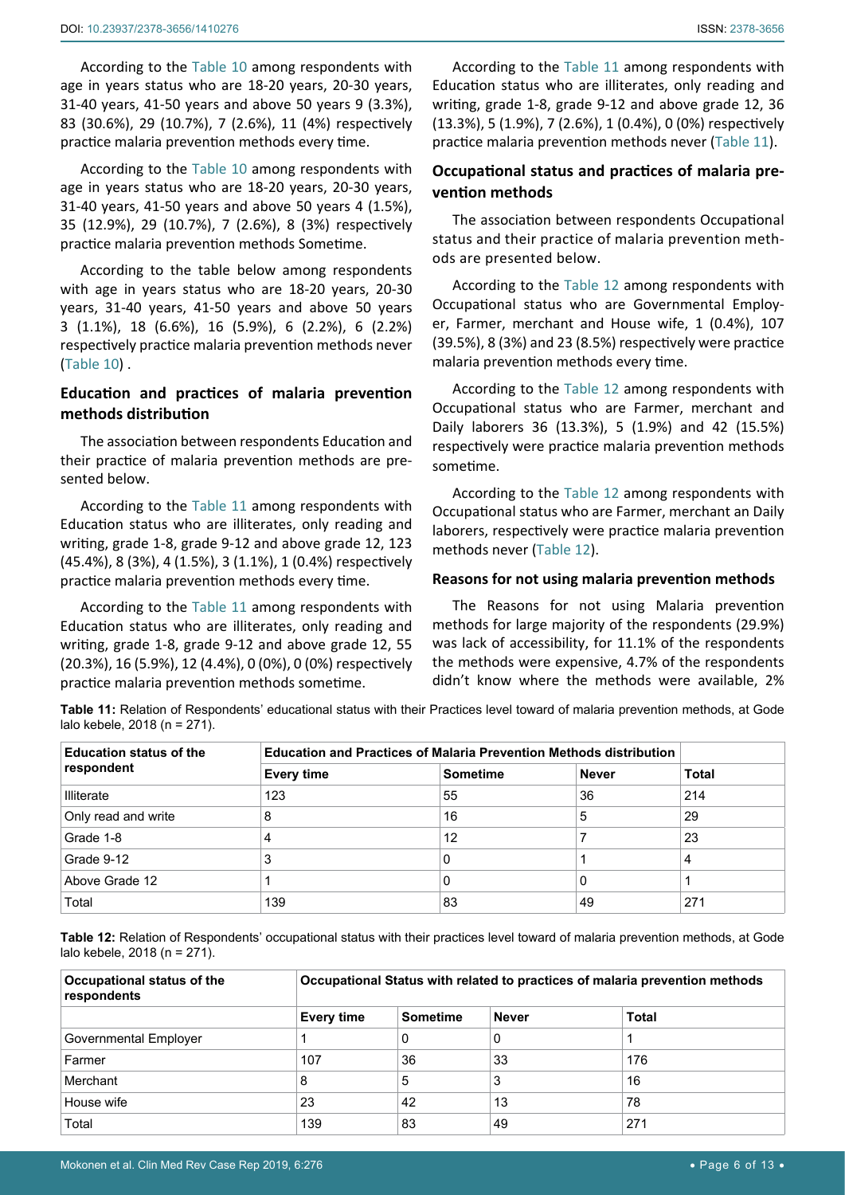According to the Table 10 among respondents with age in years status who are 18-20 years, 20-30 years, 31-40 years, 41-50 years and above 50 years 9 (3.3%), 83 (30.6%), 29 (10.7%), 7 (2.6%), 11 (4%) respectively practice malaria prevention methods every time.

According to the Table 10 among respondents with age in years status who are 18-20 years, 20-30 years, 31-40 years, 41-50 years and above 50 years 4 (1.5%), 35 (12.9%), 29 (10.7%), 7 (2.6%), 8 (3%) respectively practice malaria prevention methods Sometime.

According to the table below among respondents with age in years status who are 18-20 years, 20-30 years, 31-40 years, 41-50 years and above 50 years 3 (1.1%), 18 (6.6%), 16 (5.9%), 6 (2.2%), 6 (2.2%) respectively practice malaria prevention methods never (Table 10) .

### Education and practices of malaria prevention methods distribution

The association between respondents Education and their practice of malaria prevention methods are presented below.

According to the Table 11 among respondents with Education status who are illiterates, only reading and writing, grade 1-8, grade 9-12 and above grade 12, 123 (45.4%), 8 (3%), 4 (1.5%), 3 (1.1%), 1 (0.4%) respectively practice malaria prevention methods every time.

According to the Table 11 among respondents with Education status who are illiterates, only reading and writing, grade 1-8, grade 9-12 and above grade 12, 55 (20.3%), 16 (5.9%), 12 (4.4%), 0 (0%), 0 (0%) respectively practice malaria prevention methods sometime.

According to the Table 11 among respondents with Education status who are illiterates, only reading and writing, grade 1-8, grade 9-12 and above grade 12, 36 (13.3%), 5 (1.9%), 7 (2.6%), 1 (0.4%), 0 (0%) respectively practice malaria prevention methods never (Table 11).

### Occupational status and practices of malaria prevention methods

The association between respondents Occupational status and their practice of malaria prevention methods are presented below.

According to the Table 12 among respondents with Occupational status who are Governmental Employer, Farmer, merchant and House wife, 1 (0.4%), 107 (39.5%), 8 (3%) and 23 (8.5%) respectively were practice malaria prevention methods every time.

According to the Table 12 among respondents with Occupational status who are Farmer, merchant and Daily laborers 36 (13.3%), 5 (1.9%) and 42 (15.5%) respectively were practice malaria prevention methods sometime.

According to the Table 12 among respondents with Occupational status who are Farmer, merchant an Daily laborers, respectively were practice malaria prevention methods never (Table 12).

### Reasons for not using malaria prevention methods

The Reasons for not using Malaria prevention methods for large majority of the respondents (29.9%) was lack of accessibility, for 11.1% of the respondents the methods were expensive, 4.7% of the respondents didn't know where the methods were available, 2%

**Table 11:** Relation of Respondents' educational status with their Practices level toward of malaria prevention methods, at Gode lalo kebele, 2018 (n = 271).

| Education status of the respondent | Education and Practices of Malaria Prevention Methods distribution | | | |
|---|---|---|---|---|
| | Every time | Sometime | Never | Total |
| Illiterate | 123 | 55 | 36 | 214 |
| Only read and write | 8 | 16 | 5 | 29 |
| Grade 1-8 | 4 | 12 | 7 | 23 |
| Grade 9-12 | 3 | 0 | 1 | 4 |
| Above Grade 12 | 1 | 0 | 0 | 1 |
| Total | 139 | 83 | 49 | 271 |

**Table 12:** Relation of Respondents' occupational status with their practices level toward of malaria prevention methods, at Gode lalo kebele, 2018 (n = 271).

| Occupational status of the respondents | Occupational Status with related to practices of malaria prevention methods | | | |
|---|---|---|---|---|
| | Every time | Sometime | Never | Total |
| Governmental Employer | 1 | 0 | 0 | 1 |
| Farmer | 107 | 36 | 33 | 176 |
| Merchant | 8 | 5 | 3 | 16 |
| House wife | 23 | 42 | 13 | 78 |
| Total | 139 | 83 | 49 | 271 |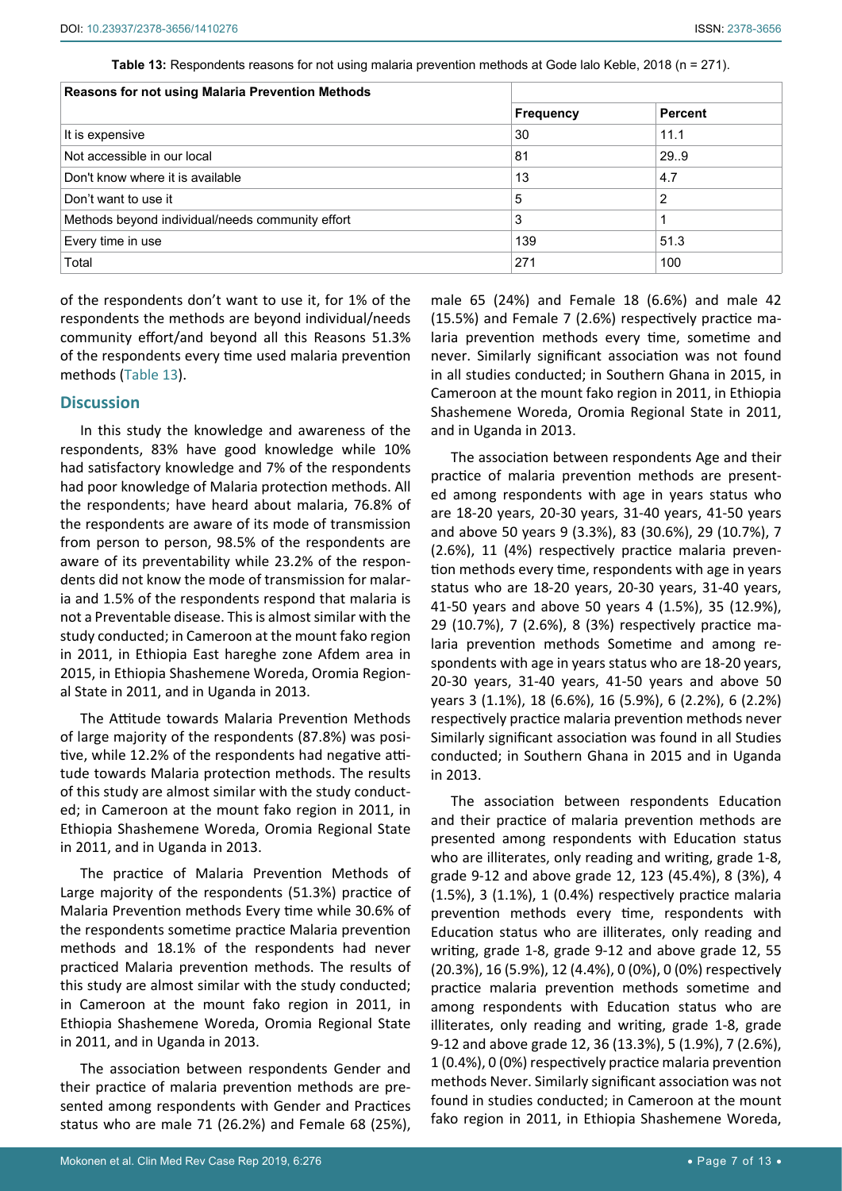**Table 13:** Respondents reasons for not using malaria prevention methods at Gode lalo Keble, 2018 (n = 271).

| Reasons for not using Malaria Prevention Methods | | |
|---|---|---|
| | Frequency | Percent |
| It is expensive | 30 | 11.1 |
| Not accessible in our local | 81 | 29..9 |
| Don't know where it is available | 13 | 4.7 |
| Don't want to use it | 5 | 2 |
| Methods beyond individual/needs community effort | 3 | 1 |
| Every time in use | 139 | 51.3 |
| Total | 271 | 100 |

of the respondents don't want to use it, for 1% of the respondents the methods are beyond individual/needs community effort/and beyond all this Reasons 51.3% of the respondents every time used malaria prevention methods (Table 13).

## Discussion

In this study the knowledge and awareness of the respondents, 83% have good knowledge while 10% had satisfactory knowledge and 7% of the respondents had poor knowledge of Malaria protection methods. All the respondents; have heard about malaria, 76.8% of the respondents are aware of its mode of transmission from person to person, 98.5% of the respondents are aware of its preventability while 23.2% of the respondents did not know the mode of transmission for malaria and 1.5% of the respondents respond that malaria is not a Preventable disease. This is almost similar with the study conducted; in Cameroon at the mount fako region in 2011, in Ethiopia East hareghe zone Afdem area in 2015, in Ethiopia Shashemene Woreda, Oromia Regional State in 2011, and in Uganda in 2013.

The Attitude towards Malaria Prevention Methods of large majority of the respondents (87.8%) was positive, while 12.2% of the respondents had negative attitude towards Malaria protection methods. The results of this study are almost similar with the study conducted; in Cameroon at the mount fako region in 2011, in Ethiopia Shashemene Woreda, Oromia Regional State in 2011, and in Uganda in 2013.

The practice of Malaria Prevention Methods of Large majority of the respondents (51.3%) practice of Malaria Prevention methods Every time while 30.6% of the respondents sometime practice Malaria prevention methods and 18.1% of the respondents had never practiced Malaria prevention methods. The results of this study are almost similar with the study conducted; in Cameroon at the mount fako region in 2011, in Ethiopia Shashemene Woreda, Oromia Regional State in 2011, and in Uganda in 2013.

The association between respondents Gender and their practice of malaria prevention methods are presented among respondents with Gender and Practices status who are male 71 (26.2%) and Female 68 (25%), male 65 (24%) and Female 18 (6.6%) and male 42 (15.5%) and Female 7 (2.6%) respectively practice malaria prevention methods every time, sometime and never. Similarly significant association was not found in all studies conducted; in Southern Ghana in 2015, in Cameroon at the mount fako region in 2011, in Ethiopia Shashemene Woreda, Oromia Regional State in 2011, and in Uganda in 2013.

The association between respondents Age and their practice of malaria prevention methods are presented among respondents with age in years status who are 18-20 years, 20-30 years, 31-40 years, 41-50 years and above 50 years 9 (3.3%), 83 (30.6%), 29 (10.7%), 7 (2.6%), 11 (4%) respectively practice malaria prevention methods every time, respondents with age in years status who are 18-20 years, 20-30 years, 31-40 years, 41-50 years and above 50 years 4 (1.5%), 35 (12.9%), 29 (10.7%), 7 (2.6%), 8 (3%) respectively practice malaria prevention methods Sometime and among respondents with age in years status who are 18-20 years, 20-30 years, 31-40 years, 41-50 years and above 50 years 3 (1.1%), 18 (6.6%), 16 (5.9%), 6 (2.2%), 6 (2.2%) respectively practice malaria prevention methods never Similarly significant association was found in all Studies conducted; in Southern Ghana in 2015 and in Uganda in 2013.

The association between respondents Education and their practice of malaria prevention methods are presented among respondents with Education status who are illiterates, only reading and writing, grade 1-8, grade 9-12 and above grade 12, 123 (45.4%), 8 (3%), 4 (1.5%), 3 (1.1%), 1 (0.4%) respectively practice malaria prevention methods every time, respondents with Education status who are illiterates, only reading and writing, grade 1-8, grade 9-12 and above grade 12, 55 (20.3%), 16 (5.9%), 12 (4.4%), 0 (0%), 0 (0%) respectively practice malaria prevention methods sometime and among respondents with Education status who are illiterates, only reading and writing, grade 1-8, grade 9-12 and above grade 12, 36 (13.3%), 5 (1.9%), 7 (2.6%), 1 (0.4%), 0 (0%) respectively practice malaria prevention methods Never. Similarly significant association was not found in studies conducted; in Cameroon at the mount fako region in 2011, in Ethiopia Shashemene Woreda,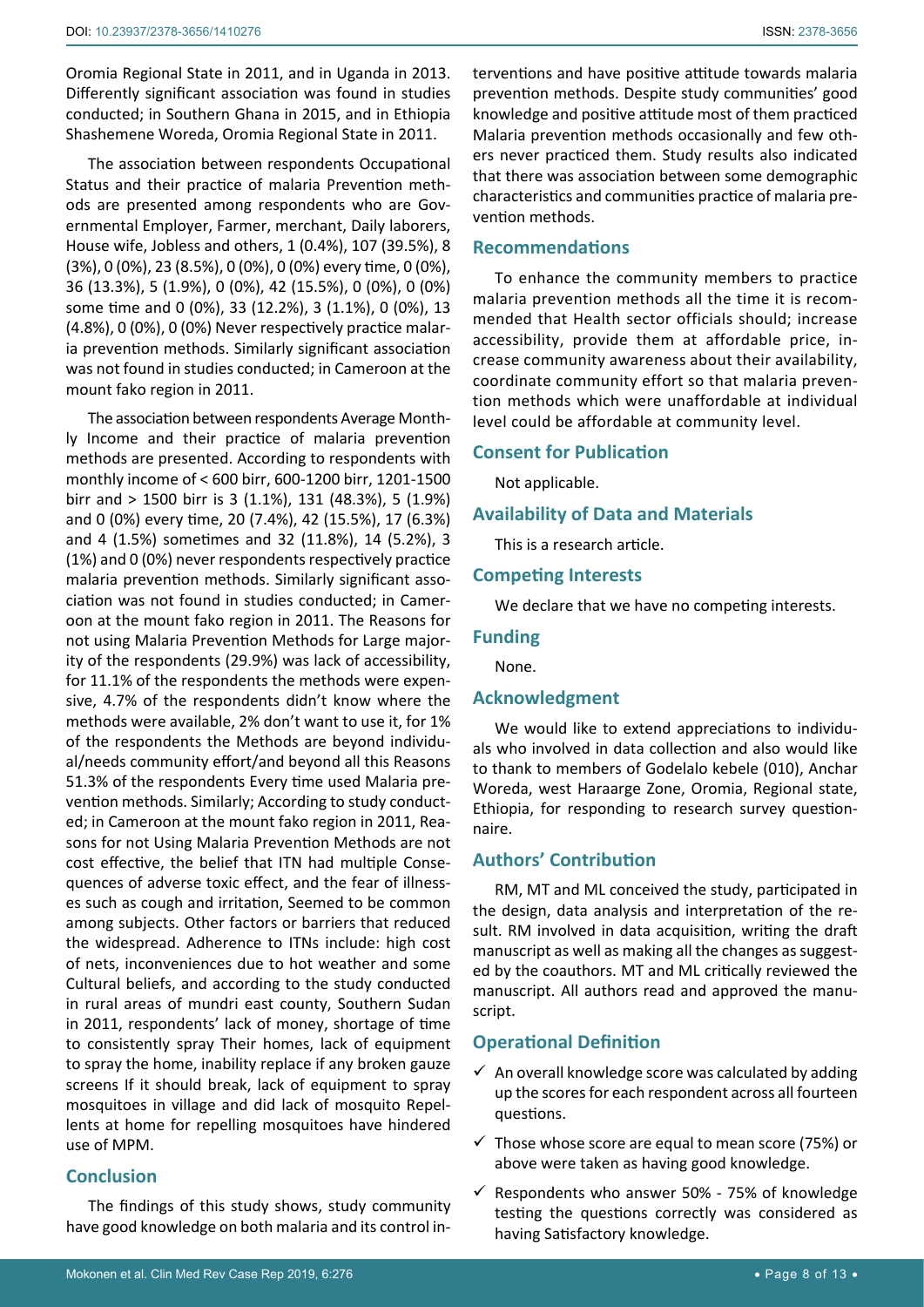Oromia Regional State in 2011, and in Uganda in 2013. Differently significant association was found in studies conducted; in Southern Ghana in 2015, and in Ethiopia Shashemene Woreda, Oromia Regional State in 2011.

The association between respondents Occupational Status and their practice of malaria Prevention methods are presented among respondents who are Governmental Employer, Farmer, merchant, Daily laborers, House wife, Jobless and others, 1 (0.4%), 107 (39.5%), 8 (3%), 0 (0%), 23 (8.5%), 0 (0%), 0 (0%) every time, 0 (0%), 36 (13.3%), 5 (1.9%), 0 (0%), 42 (15.5%), 0 (0%), 0 (0%) some time and 0 (0%), 33 (12.2%), 3 (1.1%), 0 (0%), 13 (4.8%), 0 (0%), 0 (0%) Never respectively practice malaria prevention methods. Similarly significant association was not found in studies conducted; in Cameroon at the mount fako region in 2011.

The association between respondents Average Monthly Income and their practice of malaria prevention methods are presented. According to respondents with monthly income of < 600 birr, 600-1200 birr, 1201-1500 birr and > 1500 birr is 3 (1.1%), 131 (48.3%), 5 (1.9%) and 0 (0%) every time, 20 (7.4%), 42 (15.5%), 17 (6.3%) and 4 (1.5%) sometimes and 32 (11.8%), 14 (5.2%), 3 (1%) and 0 (0%) never respondents respectively practice malaria prevention methods. Similarly significant association was not found in studies conducted; in Cameroon at the mount fako region in 2011. The Reasons for not using Malaria Prevention Methods for Large majority of the respondents (29.9%) was lack of accessibility, for 11.1% of the respondents the methods were expensive, 4.7% of the respondents didn't know where the methods were available, 2% don't want to use it, for 1% of the respondents the Methods are beyond individual/needs community effort/and beyond all this Reasons 51.3% of the respondents Every time used Malaria prevention methods. Similarly; According to study conducted; in Cameroon at the mount fako region in 2011, Reasons for not Using Malaria Prevention Methods are not cost effective, the belief that ITN had multiple Consequences of adverse toxic effect, and the fear of illnesses such as cough and irritation, Seemed to be common among subjects. Other factors or barriers that reduced the widespread. Adherence to ITNs include: high cost of nets, inconveniences due to hot weather and some Cultural beliefs, and according to the study conducted in rural areas of mundri east county, Southern Sudan in 2011, respondents' lack of money, shortage of time to consistently spray Their homes, lack of equipment to spray the home, inability replace if any broken gauze screens If it should break, lack of equipment to spray mosquitoes in village and did lack of mosquito Repellents at home for repelling mosquitoes have hindered use of MPM.

## Conclusion

The findings of this study shows, study community have good knowledge on both malaria and its control interventions and have positive attitude towards malaria prevention methods. Despite study communities' good knowledge and positive attitude most of them practiced Malaria prevention methods occasionally and few others never practiced them. Study results also indicated that there was association between some demographic characteristics and communities practice of malaria prevention methods.

## Recommendations

To enhance the community members to practice malaria prevention methods all the time it is recommended that Health sector officials should; increase accessibility, provide them at affordable price, increase community awareness about their availability, coordinate community effort so that malaria prevention methods which were unaffordable at individual level could be affordable at community level.

## Consent for Publication

Not applicable.

## Availability of Data and Materials

This is a research article.

## Competing Interests

We declare that we have no competing interests.

## Funding

None.

## Acknowledgment

We would like to extend appreciations to individuals who involved in data collection and also would like to thank to members of Godelalo kebele (010), Anchar Woreda, west Haraarge Zone, Oromia, Regional state, Ethiopia, for responding to research survey questionnaire.

## Authors' Contribution

RM, MT and ML conceived the study, participated in the design, data analysis and interpretation of the result. RM involved in data acquisition, writing the draft manuscript as well as making all the changes as suggested by the coauthors. MT and ML critically reviewed the manuscript. All authors read and approved the manuscript.

## Operational Definition

- ✓ An overall knowledge score was calculated by adding up the scores for each respondent across all fourteen questions.
- ✓ Those whose score are equal to mean score (75%) or above were taken as having good knowledge.
- ✓ Respondents who answer 50% - 75% of knowledge testing the questions correctly was considered as having Satisfactory knowledge.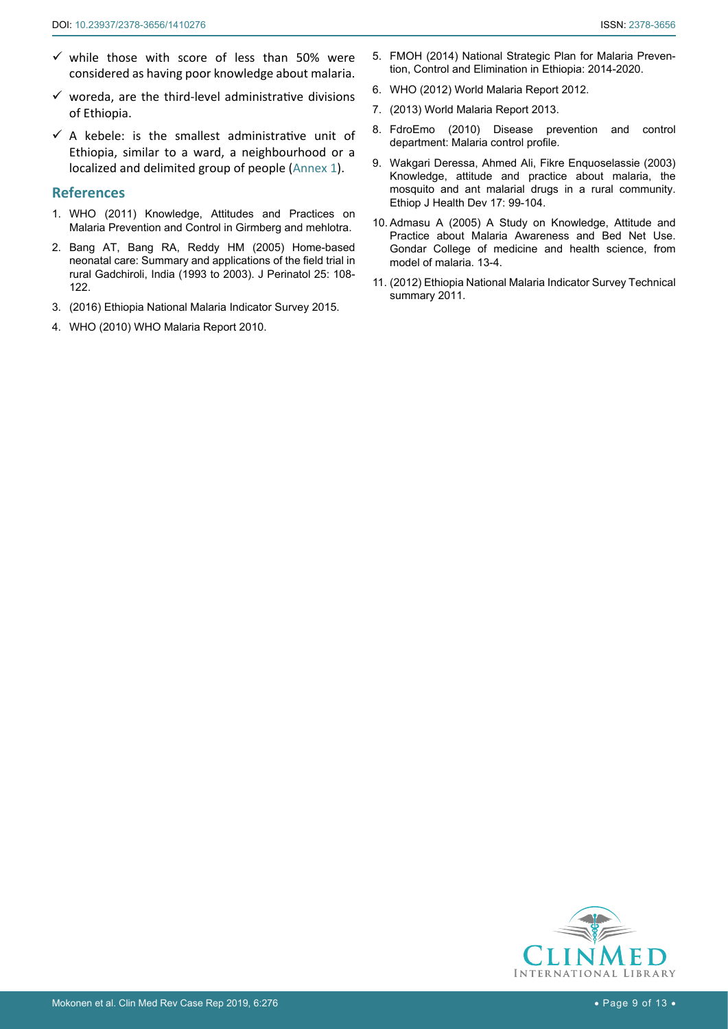- ✓ while those with score of less than 50% were considered as having poor knowledge about malaria.
- ✓ woreda, are the third-level administrative divisions of Ethiopia.
- ✓ A kebele: is the smallest administrative unit of Ethiopia, similar to a ward, a neighbourhood or a localized and delimited group of people (Annex 1).

## References

1. WHO (2011) Knowledge, Attitudes and Practices on Malaria Prevention and Control in Girmberg and mehlotra.
2. Bang AT, Bang RA, Reddy HM (2005) Home-based neonatal care: Summary and applications of the field trial in rural Gadchiroli, India (1993 to 2003). J Perinatol 25: 108-122.
3. (2016) Ethiopia National Malaria Indicator Survey 2015.
4. WHO (2010) WHO Malaria Report 2010.
5. FMOH (2014) National Strategic Plan for Malaria Prevention, Control and Elimination in Ethiopia: 2014-2020.
6. WHO (2012) World Malaria Report 2012.
7. (2013) World Malaria Report 2013.
8. FdroEmo (2010) Disease prevention and control department: Malaria control profile.
9. Wakgari Deressa, Ahmed Ali, Fikre Enquoselassie (2003) Knowledge, attitude and practice about malaria, the mosquito and ant malarial drugs in a rural community. Ethiop J Health Dev 17: 99-104.
10. Admasu A (2005) A Study on Knowledge, Attitude and Practice about Malaria Awareness and Bed Net Use. Gondar College of medicine and health science, from model of malaria. 13-4.
11. (2012) Ethiopia National Malaria Indicator Survey Technical summary 2011.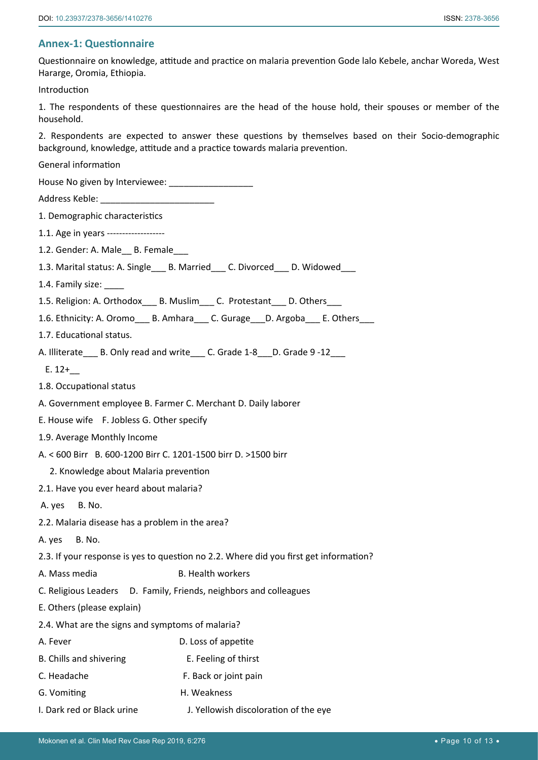## Annex-1: Questionnaire

Questionnaire on knowledge, attitude and practice on malaria prevention Gode lalo Kebele, anchar Woreda, West Hararge, Oromia, Ethiopia.

Introduction

1. The respondents of these questionnaires are the head of the house hold, their spouses or member of the household.

2. Respondents are expected to answer these questions by themselves based on their Socio-demographic background, knowledge, attitude and a practice towards malaria prevention.

General information

House No given by Interviewee: _________________

Address Keble: _______________________

1. Demographic characteristics

1.1. Age in years -------------------

1.2. Gender: A. Male__ B. Female___

1.3. Marital status: A. Single___ B. Married___ C. Divorced___ D. Widowed___

1.4. Family size: ____

1.5. Religion: A. Orthodox___ B. Muslim___ C. Protestant___ D. Others___

1.6. Ethnicity: A. Oromo___ B. Amhara___ C. Gurage___D. Argoba___ E. Others___

1.7. Educational status.

A. Illiterate___ B. Only read and write___ C. Grade 1-8___D. Grade 9 -12___

E. 12+__

1.8. Occupational status

A. Government employee B. Farmer C. Merchant D. Daily laborer

E. House wife F. Jobless G. Other specify

1.9. Average Monthly Income

A. < 600 Birr B. 600-1200 Birr C. 1201-1500 birr D. >1500 birr

2. Knowledge about Malaria prevention

2.1. Have you ever heard about malaria?

A. yes B. No.

2.2. Malaria disease has a problem in the area?

A. yes B. No.

2.3. If your response is yes to question no 2.2. Where did you first get information?

A. Mass media B. Health workers

C. Religious Leaders D. Family, Friends, neighbors and colleagues

E. Others (please explain)

2.4. What are the signs and symptoms of malaria?

A. Fever

B. Chills and shivering

C. Headache

D. Loss of appetite

E. Feeling of thirst

F. Back or joint pain

G. Vomiting

H. Weakness

I. Dark red or Black urine

J. Yellowish discoloration of the eye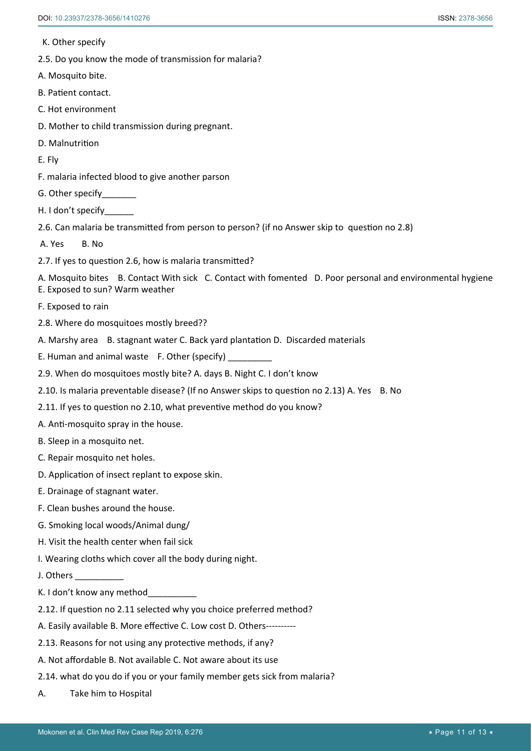K. Other specify

2.5. Do you know the mode of transmission for malaria?

A. Mosquito bite.

B. Patient contact.

C. Hot environment

D. Mother to child transmission during pregnant.

D. Malnutrition

E. Fly

F. malaria infected blood to give another parson

G. Other specify_______

H. I don't specify______

2.6. Can malaria be transmitted from person to person? (if no Answer skip to question no 2.8)

A. Yes B. No

2.7. If yes to question 2.6, how is malaria transmitted?

A. Mosquito bites B. Contact With sick C. Contact with fomented D. Poor personal and environmental hygiene E. Exposed to sun? Warm weather

F. Exposed to rain

2.8. Where do mosquitoes mostly breed??

A. Marshy area B. stagnant water C. Back yard plantation D. Discarded materials

E. Human and animal waste F. Other (specify) _________

2.9. When do mosquitoes mostly bite? A. days B. Night C. I don't know

2.10. Is malaria preventable disease? (If no Answer skips to question no 2.13) A. Yes B. No

2.11. If yes to question no 2.10, what preventive method do you know?

A. Anti-mosquito spray in the house.

B. Sleep in a mosquito net.

C. Repair mosquito net holes.

D. Application of insect replant to expose skin.

E. Drainage of stagnant water.

F. Clean bushes around the house.

G. Smoking local woods/Animal dung/

H. Visit the health center when fail sick

I. Wearing cloths which cover all the body during night.

J. Others __________

K. I don't know any method__________

2.12. If question no 2.11 selected why you choice preferred method?

A. Easily available B. More effective C. Low cost D. Others----------

2.13. Reasons for not using any protective methods, if any?

A. Not affordable B. Not available C. Not aware about its use

2.14. what do you do if you or your family member gets sick from malaria?

A. Take him to Hospital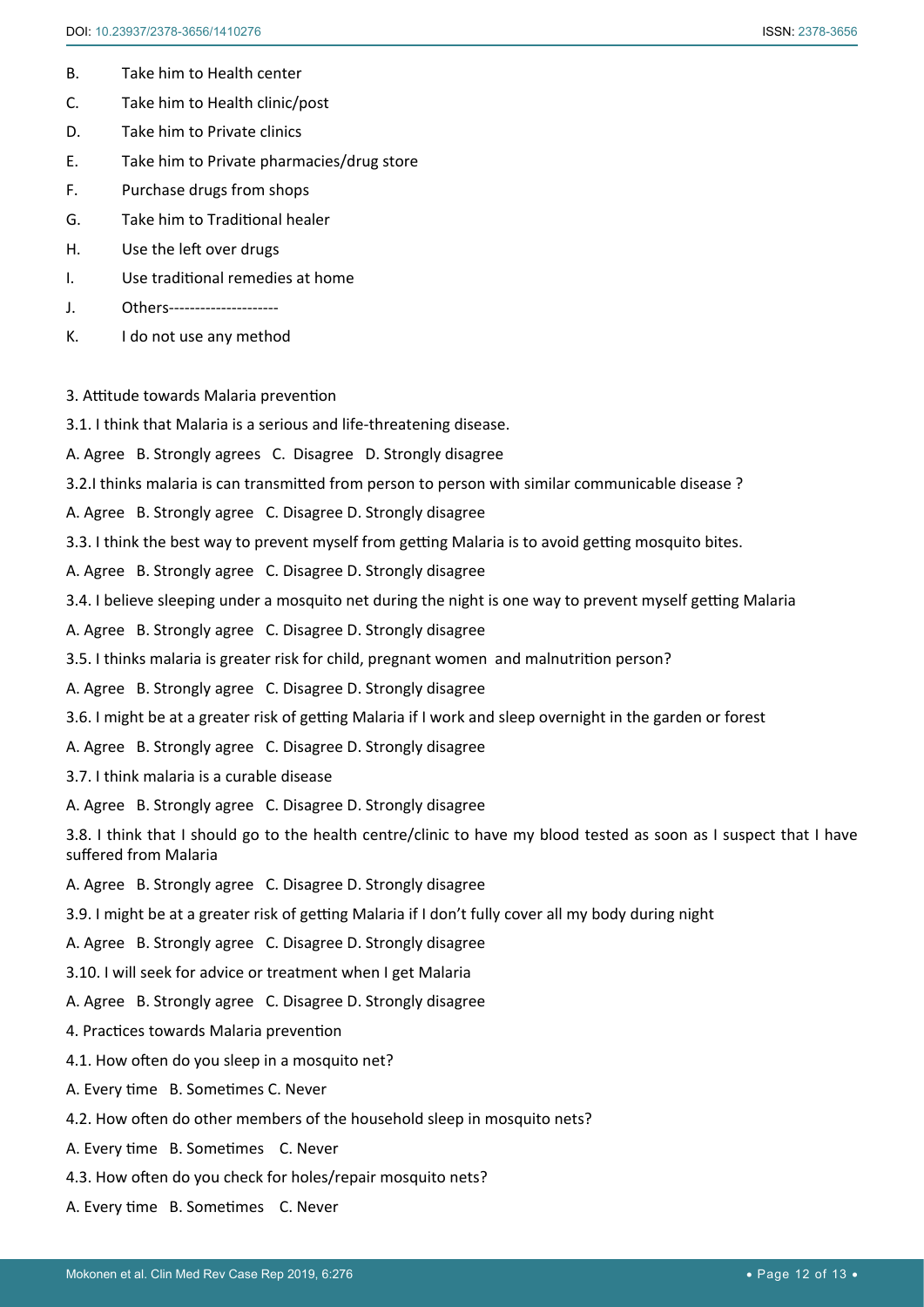B. Take him to Health center

C. Take him to Health clinic/post

D. Take him to Private clinics

E. Take him to Private pharmacies/drug store

F. Purchase drugs from shops

G. Take him to Traditional healer

H. Use the left over drugs

I. Use traditional remedies at home

J. Others---------------------

K. I do not use any method

3. Attitude towards Malaria prevention

3.1. I think that Malaria is a serious and life-threatening disease.

A. Agree B. Strongly agrees C. Disagree D. Strongly disagree

3.2.I thinks malaria is can transmitted from person to person with similar communicable disease ?

A. Agree B. Strongly agree C. Disagree D. Strongly disagree

3.3. I think the best way to prevent myself from getting Malaria is to avoid getting mosquito bites.

A. Agree B. Strongly agree C. Disagree D. Strongly disagree

3.4. I believe sleeping under a mosquito net during the night is one way to prevent myself getting Malaria

A. Agree B. Strongly agree C. Disagree D. Strongly disagree

3.5. I thinks malaria is greater risk for child, pregnant women and malnutrition person?

A. Agree B. Strongly agree C. Disagree D. Strongly disagree

3.6. I might be at a greater risk of getting Malaria if I work and sleep overnight in the garden or forest

A. Agree B. Strongly agree C. Disagree D. Strongly disagree

3.7. I think malaria is a curable disease

A. Agree B. Strongly agree C. Disagree D. Strongly disagree

3.8. I think that I should go to the health centre/clinic to have my blood tested as soon as I suspect that I have suffered from Malaria

A. Agree B. Strongly agree C. Disagree D. Strongly disagree

3.9. I might be at a greater risk of getting Malaria if I don't fully cover all my body during night

A. Agree B. Strongly agree C. Disagree D. Strongly disagree

3.10. I will seek for advice or treatment when I get Malaria

A. Agree B. Strongly agree C. Disagree D. Strongly disagree

4. Practices towards Malaria prevention

4.1. How often do you sleep in a mosquito net?

A. Every time B. Sometimes C. Never

4.2. How often do other members of the household sleep in mosquito nets?

A. Every time B. Sometimes C. Never

4.3. How often do you check for holes/repair mosquito nets?

A. Every time B. Sometimes C. Never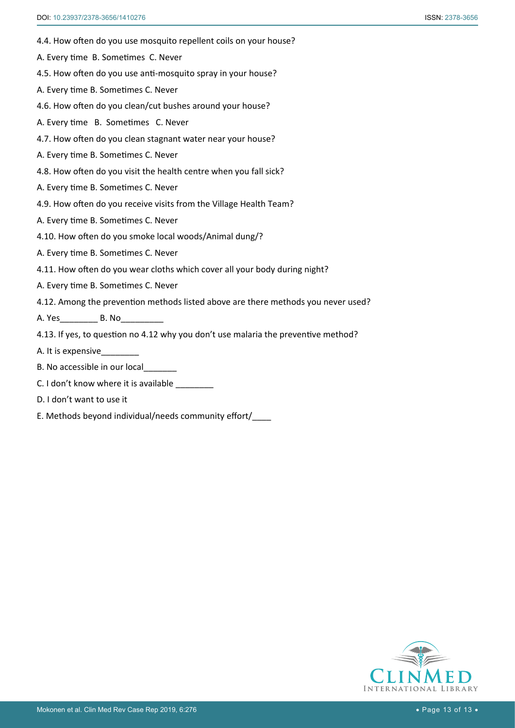4.4. How often do you use mosquito repellent coils on your house?

A. Every time  B. Sometimes  C. Never

4.5. How often do you use anti-mosquito spray in your house?

A. Every time B. Sometimes C. Never

4.6. How often do you clean/cut bushes around your house?

A. Every time  B. Sometimes  C. Never

4.7. How often do you clean stagnant water near your house?

A. Every time B. Sometimes C. Never

4.8. How often do you visit the health centre when you fall sick?

A. Every time B. Sometimes C. Never

4.9. How often do you receive visits from the Village Health Team?

A. Every time B. Sometimes C. Never

4.10. How often do you smoke local woods/Animal dung/?

A. Every time B. Sometimes C. Never

4.11. How often do you wear cloths which cover all your body during night?

A. Every time B. Sometimes C. Never

4.12. Among the prevention methods listed above are there methods you never used?

A. Yes________ B. No_________

4.13. If yes, to question no 4.12 why you don't use malaria the preventive method?

A. It is expensive________

B. No accessible in our local_______

C. I don't know where it is available ________

D. I don't want to use it

E. Methods beyond individual/needs community effort/____